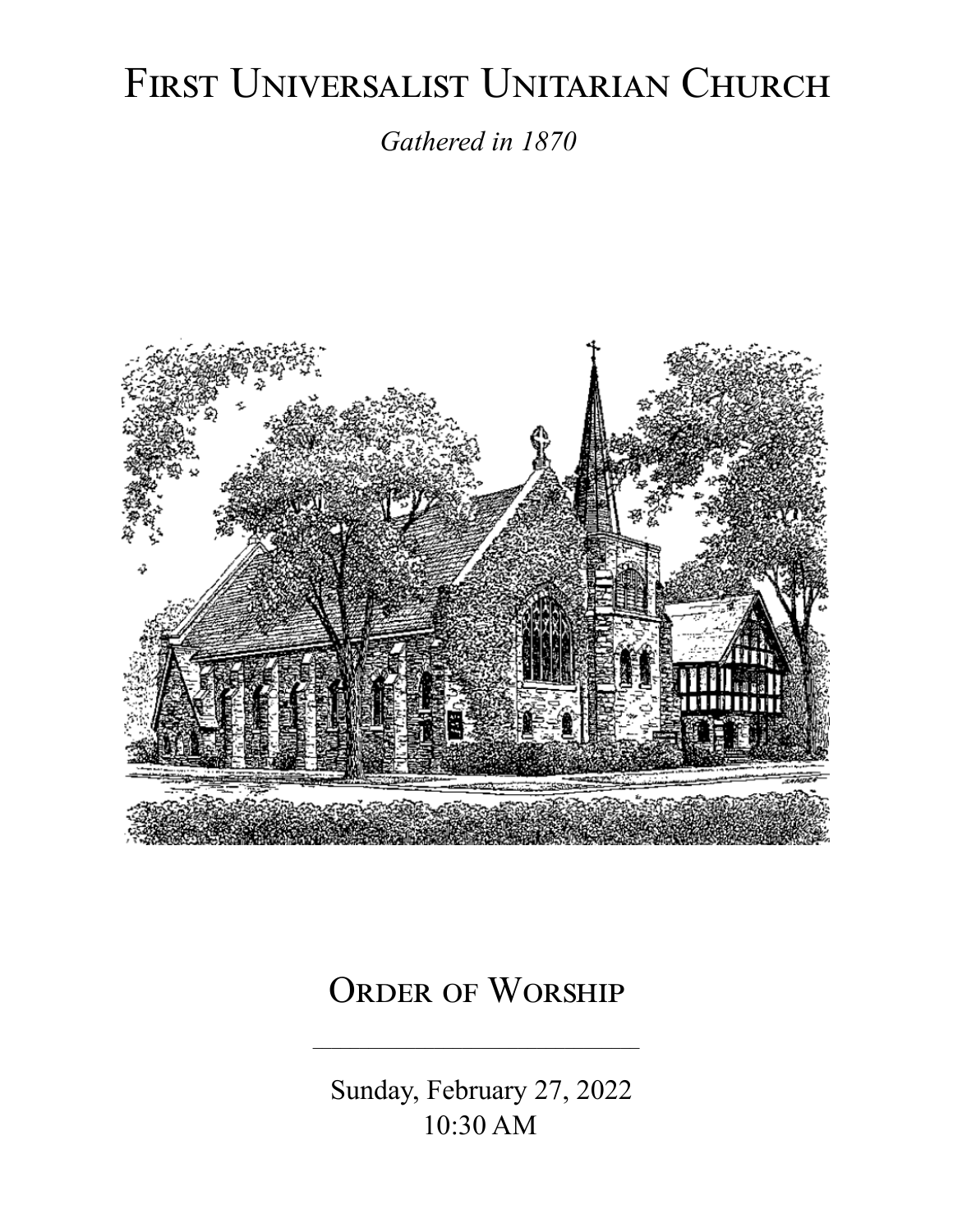# First Universalist Unitarian Church

*Gathered in 1870*

## Order of Worship

Sunday, February 27, 2022
10:30 AM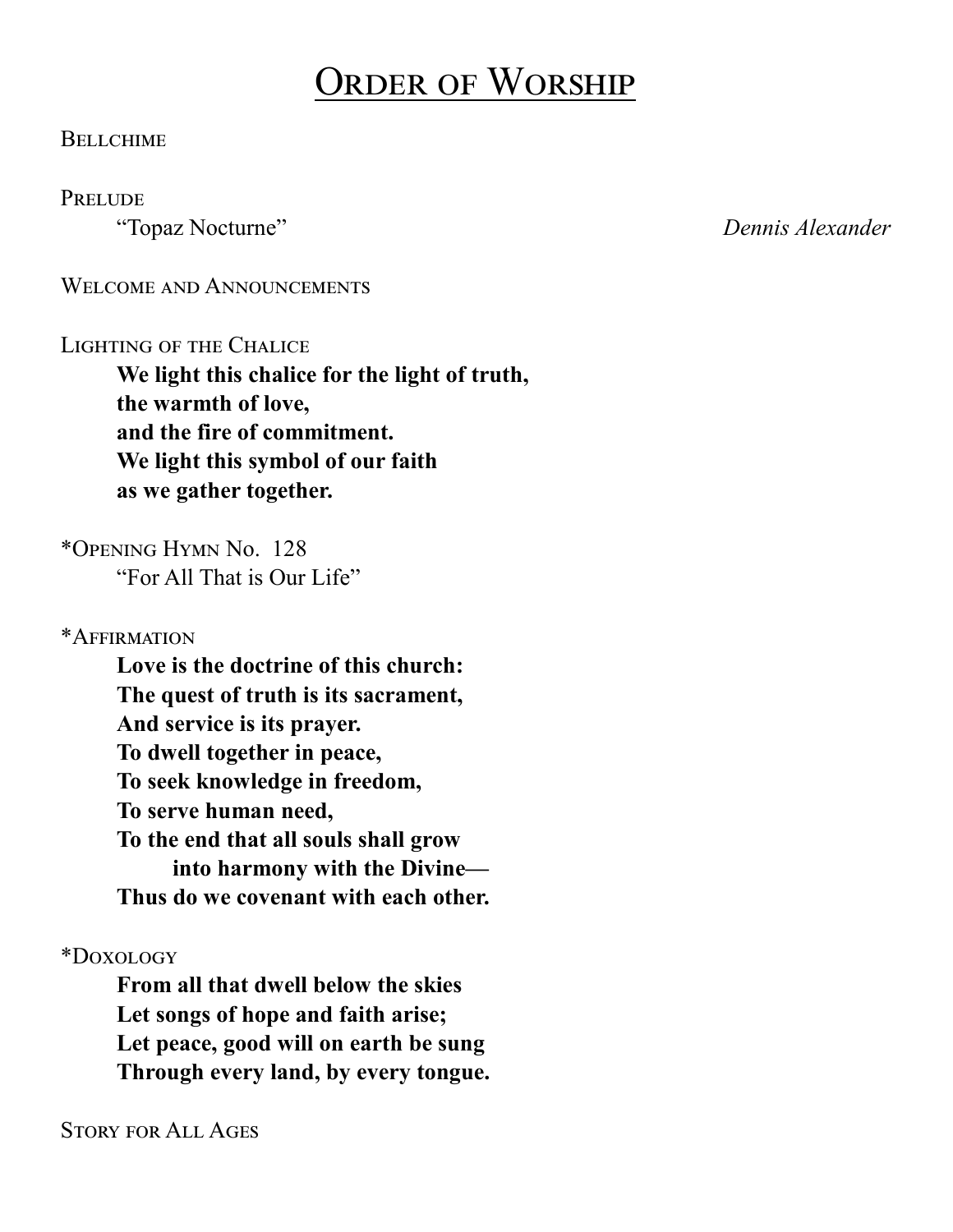# Order of Worship

Bellchime

Prelude

"Topaz Nocturne" *Dennis Alexander*

Welcome and Announcements

Lighting of the Chalice

**We light this chalice for the light of truth,**
**the warmth of love,**
**and the fire of commitment.**
**We light this symbol of our faith**
**as we gather together.**

*Opening Hymn No. 128

"For All That is Our Life"

*Affirmation

**Love is the doctrine of this church:**
**The quest of truth is its sacrament,**
**And service is its prayer.**
**To dwell together in peace,**
**To seek knowledge in freedom,**
**To serve human need,**
**To the end that all souls shall grow**
**into harmony with the Divine—**
**Thus do we covenant with each other.**

*Doxology

**From all that dwell below the skies**
**Let songs of hope and faith arise;**
**Let peace, good will on earth be sung**
**Through every land, by every tongue.**

Story for All Ages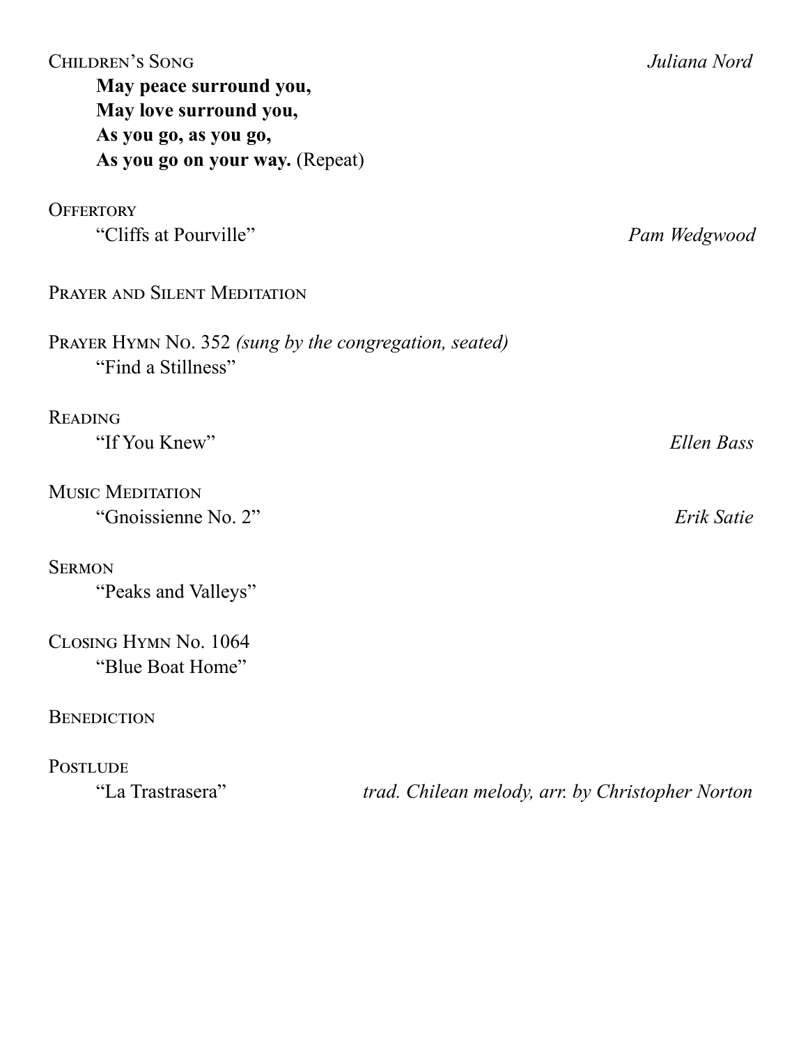Children's Song *Juliana Nord*

**May peace surround you,**
**May love surround you,**
**As you go, as you go,**
**As you go on your way.** (Repeat)

Offertory

"Cliffs at Pourville" *Pam Wedgwood*

Prayer and Silent Meditation

Prayer Hymn No. 352 *(sung by the congregation, seated)*

"Find a Stillness"

Reading

"If You Knew" *Ellen Bass*

Music Meditation

"Gnoissienne No. 2" *Erik Satie*

Sermon

"Peaks and Valleys"

Closing Hymn No. 1064

"Blue Boat Home"

Benediction

Postlude

"La Trastrasera" *trad. Chilean melody, arr. by Christopher Norton*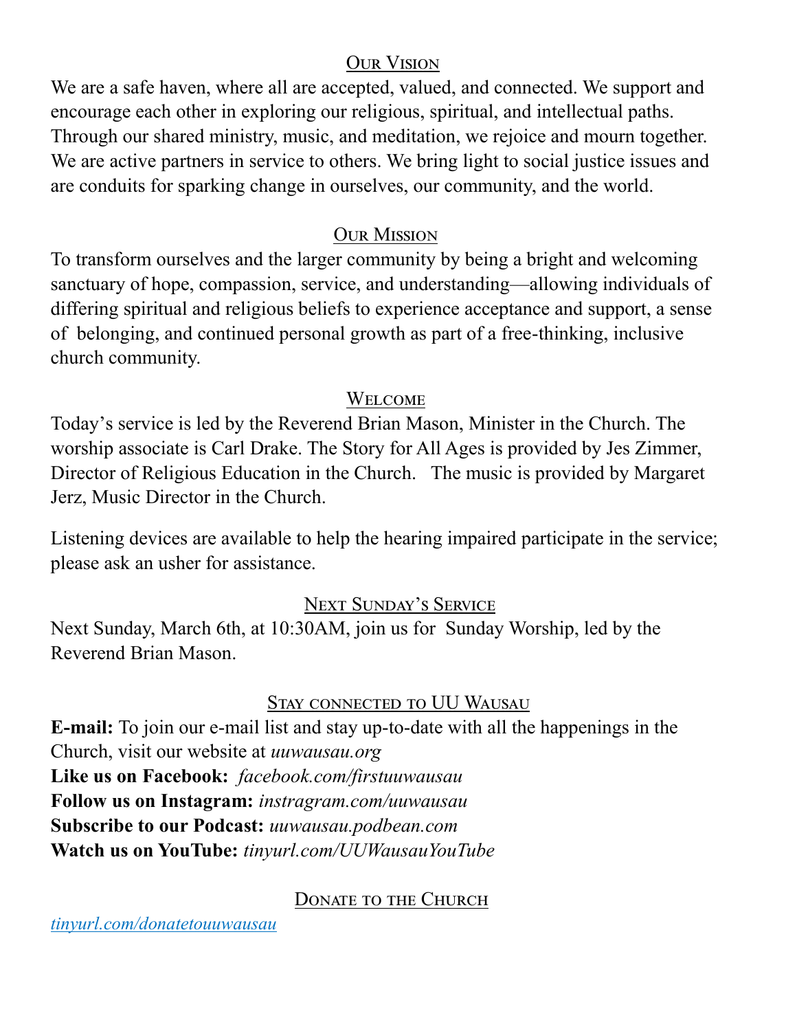## Our Vision

We are a safe haven, where all are accepted, valued, and connected. We support and encourage each other in exploring our religious, spiritual, and intellectual paths. Through our shared ministry, music, and meditation, we rejoice and mourn together. We are active partners in service to others. We bring light to social justice issues and are conduits for sparking change in ourselves, our community, and the world.

## Our Mission

To transform ourselves and the larger community by being a bright and welcoming sanctuary of hope, compassion, service, and understanding—allowing individuals of differing spiritual and religious beliefs to experience acceptance and support, a sense of belonging, and continued personal growth as part of a free-thinking, inclusive church community.

## Welcome

Today's service is led by the Reverend Brian Mason, Minister in the Church. The worship associate is Carl Drake. The Story for All Ages is provided by Jes Zimmer, Director of Religious Education in the Church. The music is provided by Margaret Jerz, Music Director in the Church.

Listening devices are available to help the hearing impaired participate in the service; please ask an usher for assistance.

## Next Sunday's Service

Next Sunday, March 6th, at 10:30AM, join us for Sunday Worship, led by the Reverend Brian Mason.

## Stay connected to UU Wausau

**E-mail:** To join our e-mail list and stay up-to-date with all the happenings in the Church, visit our website at *uuwausau.org*
**Like us on Facebook:** *facebook.com/firstuuwausau*
**Follow us on Instagram:** *instragram.com/uuwausau*
**Subscribe to our Podcast:** *uuwausau.podbean.com*
**Watch us on YouTube:** *tinyurl.com/UUWausauYouTube*

## Donate to the Church

*tinyurl.com/donatetouuwausau*